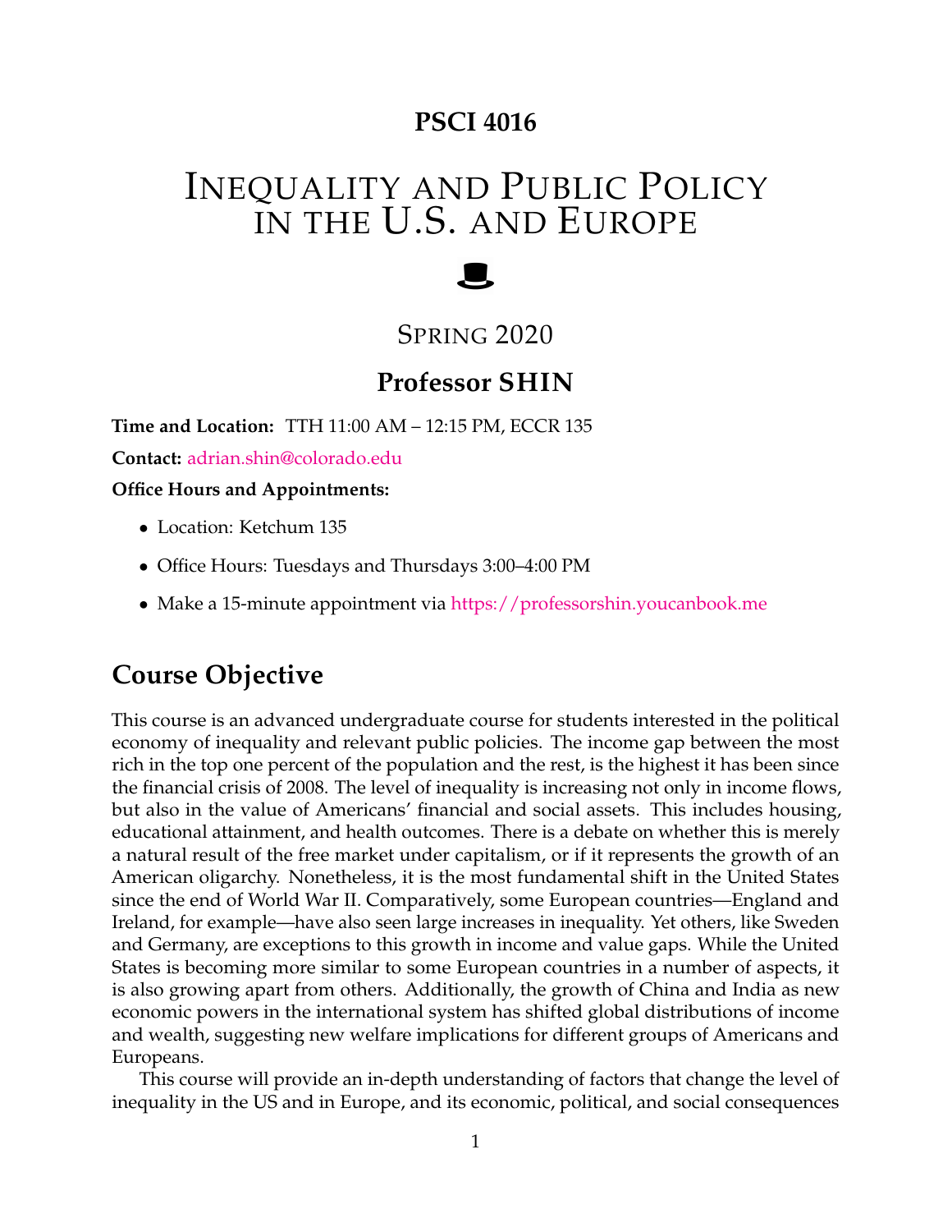# PSCI 4016

# Inequality and Public Policy in the U.S. and Europe

## Spring 2020

## Professor SHIN

**Time and Location:** TTH 11:00 AM – 12:15 PM, ECCR 135

**Contact:** adrian.shin@colorado.edu

**Office Hours and Appointments:**

- Location: Ketchum 135
- Office Hours: Tuesdays and Thursdays 3:00–4:00 PM
- Make a 15-minute appointment via https://professorshin.youcanbook.me

## Course Objective

This course is an advanced undergraduate course for students interested in the political economy of inequality and relevant public policies. The income gap between the most rich in the top one percent of the population and the rest, is the highest it has been since the financial crisis of 2008. The level of inequality is increasing not only in income flows, but also in the value of Americans' financial and social assets. This includes housing, educational attainment, and health outcomes. There is a debate on whether this is merely a natural result of the free market under capitalism, or if it represents the growth of an American oligarchy. Nonetheless, it is the most fundamental shift in the United States since the end of World War II. Comparatively, some European countries—England and Ireland, for example—have also seen large increases in inequality. Yet others, like Sweden and Germany, are exceptions to this growth in income and value gaps. While the United States is becoming more similar to some European countries in a number of aspects, it is also growing apart from others. Additionally, the growth of China and India as new economic powers in the international system has shifted global distributions of income and wealth, suggesting new welfare implications for different groups of Americans and Europeans.

This course will provide an in-depth understanding of factors that change the level of inequality in the US and in Europe, and its economic, political, and social consequences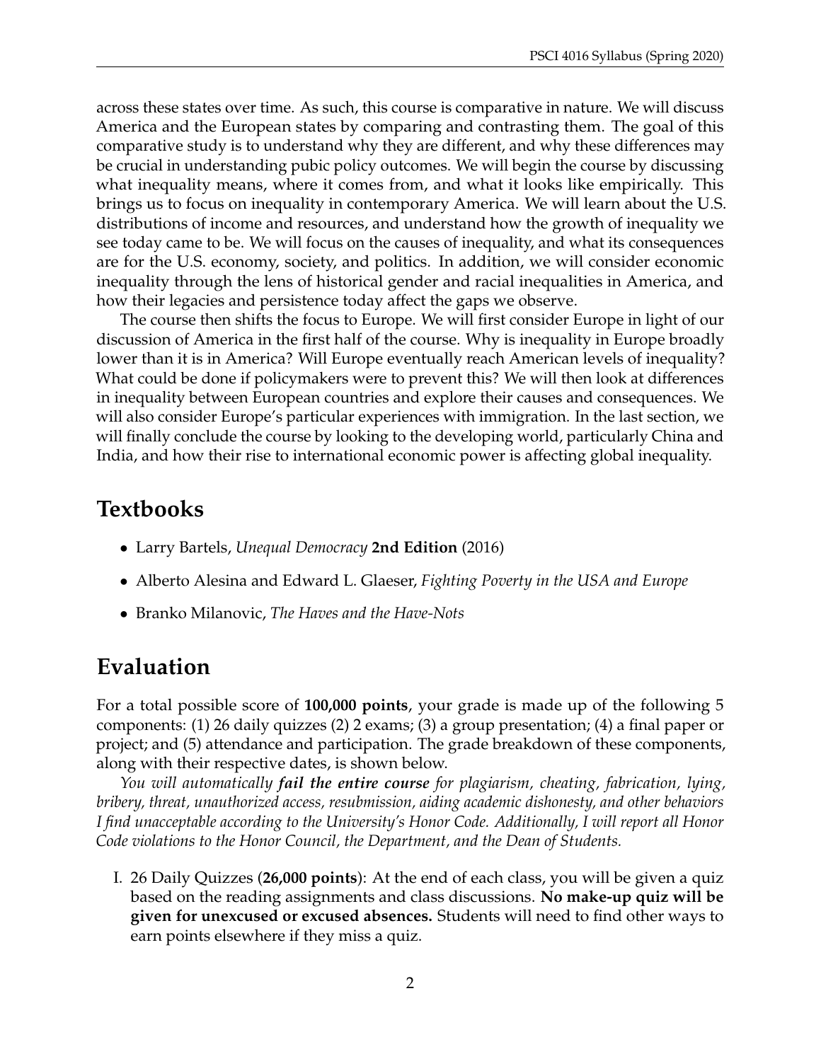across these states over time. As such, this course is comparative in nature. We will discuss America and the European states by comparing and contrasting them. The goal of this comparative study is to understand why they are different, and why these differences may be crucial in understanding pubic policy outcomes. We will begin the course by discussing what inequality means, where it comes from, and what it looks like empirically. This brings us to focus on inequality in contemporary America. We will learn about the U.S. distributions of income and resources, and understand how the growth of inequality we see today came to be. We will focus on the causes of inequality, and what its consequences are for the U.S. economy, society, and politics. In addition, we will consider economic inequality through the lens of historical gender and racial inequalities in America, and how their legacies and persistence today affect the gaps we observe.

The course then shifts the focus to Europe. We will first consider Europe in light of our discussion of America in the first half of the course. Why is inequality in Europe broadly lower than it is in America? Will Europe eventually reach American levels of inequality? What could be done if policymakers were to prevent this? We will then look at differences in inequality between European countries and explore their causes and consequences. We will also consider Europe's particular experiences with immigration. In the last section, we will finally conclude the course by looking to the developing world, particularly China and India, and how their rise to international economic power is affecting global inequality.

## Textbooks

- Larry Bartels, *Unequal Democracy* **2nd Edition** (2016)
- Alberto Alesina and Edward L. Glaeser, *Fighting Poverty in the USA and Europe*
- Branko Milanovic, *The Haves and the Have-Nots*

## Evaluation

For a total possible score of **100,000 points**, your grade is made up of the following 5 components: (1) 26 daily quizzes (2) 2 exams; (3) a group presentation; (4) a final paper or project; and (5) attendance and participation. The grade breakdown of these components, along with their respective dates, is shown below.

*You will automatically **fail the entire course** for plagiarism, cheating, fabrication, lying, bribery, threat, unauthorized access, resubmission, aiding academic dishonesty, and other behaviors I find unacceptable according to the University's Honor Code. Additionally, I will report all Honor Code violations to the Honor Council, the Department, and the Dean of Students.*

I. 26 Daily Quizzes (**26,000 points**): At the end of each class, you will be given a quiz based on the reading assignments and class discussions. **No make-up quiz will be given for unexcused or excused absences.** Students will need to find other ways to earn points elsewhere if they miss a quiz.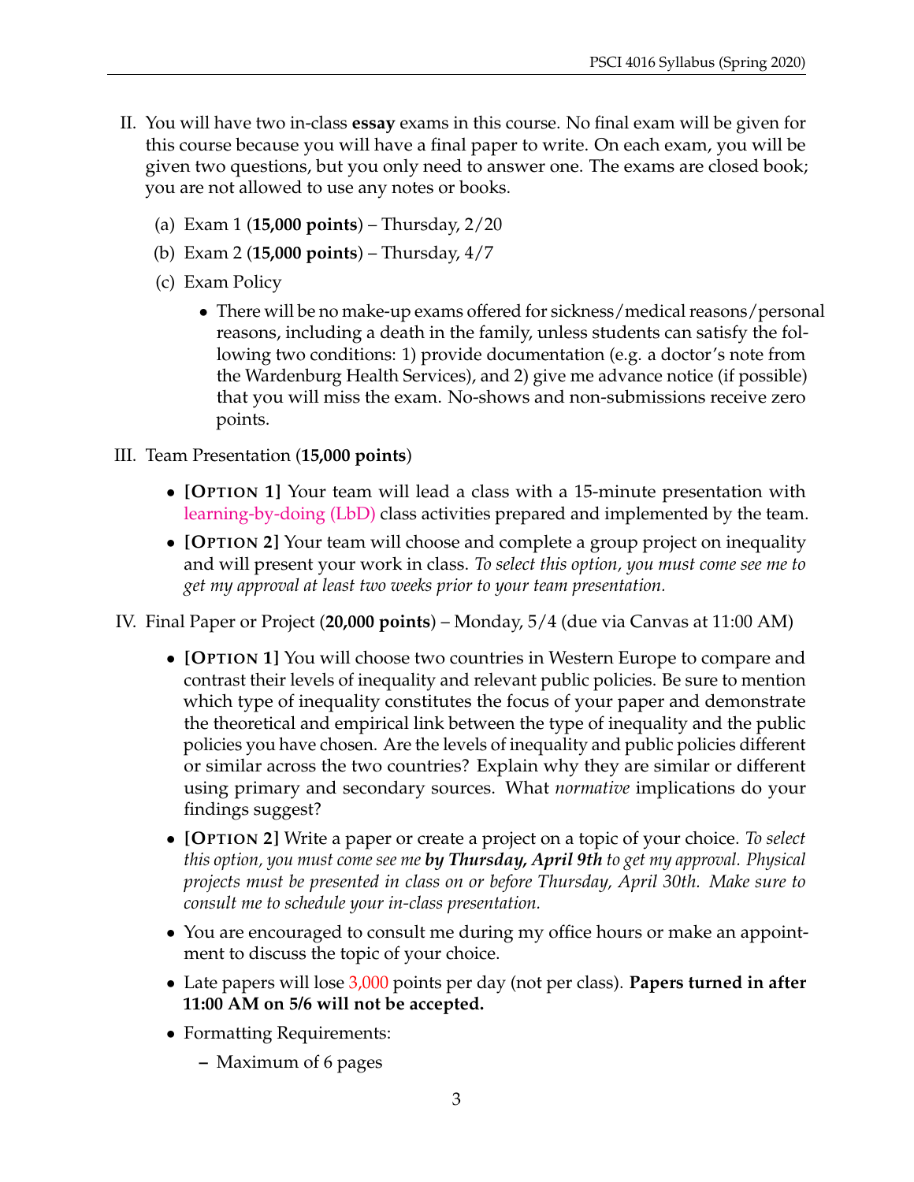II. You will have two in-class **essay** exams in this course. No final exam will be given for this course because you will have a final paper to write. On each exam, you will be given two questions, but you only need to answer one. The exams are closed book; you are not allowed to use any notes or books.

   (a) Exam 1 (**15,000 points**) – Thursday, 2/20

   (b) Exam 2 (**15,000 points**) – Thursday, 4/7

   (c) Exam Policy

   - There will be no make-up exams offered for sickness/medical reasons/personal reasons, including a death in the family, unless students can satisfy the following two conditions: 1) provide documentation (e.g. a doctor's note from the Wardenburg Health Services), and 2) give me advance notice (if possible) that you will miss the exam. No-shows and non-submissions receive zero points.

III. Team Presentation (**15,000 points**)

   - **[Option 1]** Your team will lead a class with a 15-minute presentation with learning-by-doing (LbD) class activities prepared and implemented by the team.
   - **[Option 2]** Your team will choose and complete a group project on inequality and will present your work in class. *To select this option, you must come see me to get my approval at least two weeks prior to your team presentation.*

IV. Final Paper or Project (**20,000 points**) – Monday, 5/4 (due via Canvas at 11:00 AM)

   - **[Option 1]** You will choose two countries in Western Europe to compare and contrast their levels of inequality and relevant public policies. Be sure to mention which type of inequality constitutes the focus of your paper and demonstrate the theoretical and empirical link between the type of inequality and the public policies you have chosen. Are the levels of inequality and public policies different or similar across the two countries? Explain why they are similar or different using primary and secondary sources. What *normative* implications do your findings suggest?
   - **[Option 2]** Write a paper or create a project on a topic of your choice. *To select this option, you must come see me* ***by Thursday, April 9th*** *to get my approval. Physical projects must be presented in class on or before Thursday, April 30th. Make sure to consult me to schedule your in-class presentation.*
   - You are encouraged to consult me during my office hours or make an appointment to discuss the topic of your choice.
   - Late papers will lose 3,000 points per day (not per class). **Papers turned in after 11:00 AM on 5/6 will not be accepted.**
   - Formatting Requirements:
     - Maximum of 6 pages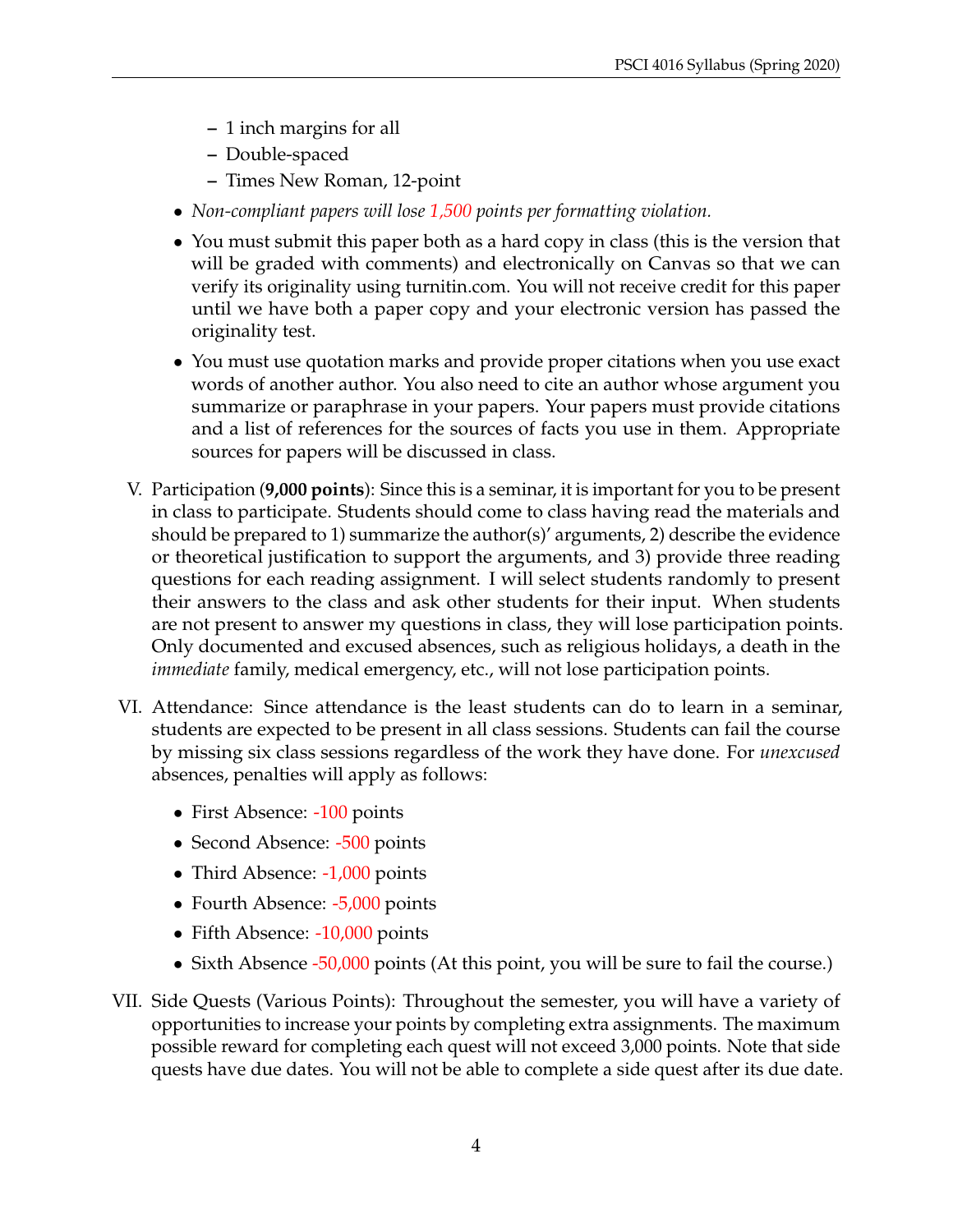- 1 inch margins for all
  - Double-spaced
  - Times New Roman, 12-point
- *Non-compliant papers will lose 1,500 points per formatting violation.*
- You must submit this paper both as a hard copy in class (this is the version that will be graded with comments) and electronically on Canvas so that we can verify its originality using turnitin.com. You will not receive credit for this paper until we have both a paper copy and your electronic version has passed the originality test.
- You must use quotation marks and provide proper citations when you use exact words of another author. You also need to cite an author whose argument you summarize or paraphrase in your papers. Your papers must provide citations and a list of references for the sources of facts you use in them. Appropriate sources for papers will be discussed in class.

V. Participation (**9,000 points**): Since this is a seminar, it is important for you to be present in class to participate. Students should come to class having read the materials and should be prepared to 1) summarize the author(s)' arguments, 2) describe the evidence or theoretical justification to support the arguments, and 3) provide three reading questions for each reading assignment. I will select students randomly to present their answers to the class and ask other students for their input. When students are not present to answer my questions in class, they will lose participation points. Only documented and excused absences, such as religious holidays, a death in the *immediate* family, medical emergency, etc., will not lose participation points.

VI. Attendance: Since attendance is the least students can do to learn in a seminar, students are expected to be present in all class sessions. Students can fail the course by missing six class sessions regardless of the work they have done. For *unexcused* absences, penalties will apply as follows:

- First Absence: -100 points
- Second Absence: -500 points
- Third Absence: -1,000 points
- Fourth Absence: -5,000 points
- Fifth Absence: -10,000 points
- Sixth Absence -50,000 points (At this point, you will be sure to fail the course.)

VII. Side Quests (Various Points): Throughout the semester, you will have a variety of opportunities to increase your points by completing extra assignments. The maximum possible reward for completing each quest will not exceed 3,000 points. Note that side quests have due dates. You will not be able to complete a side quest after its due date.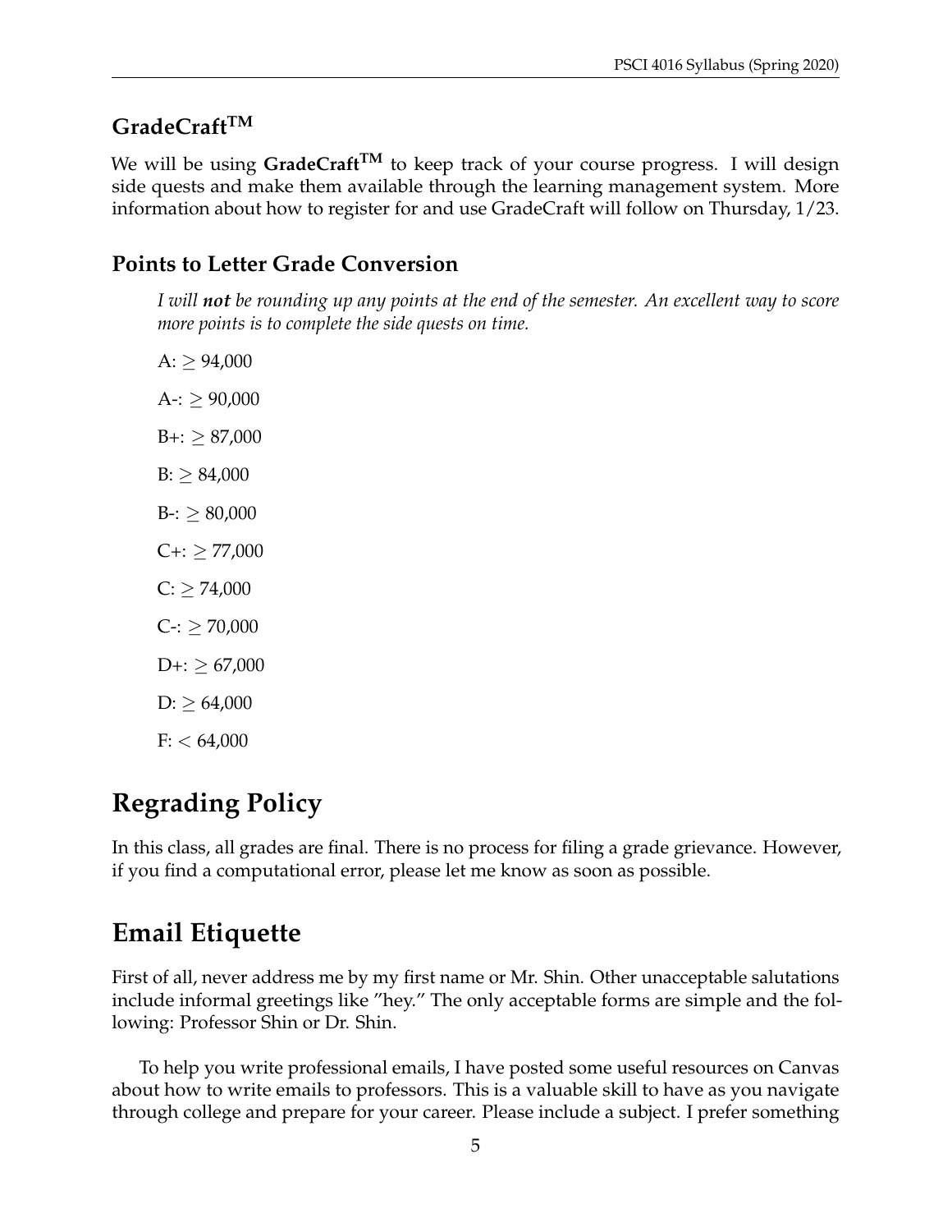### GradeCraft™

We will be using **GradeCraft™** to keep track of your course progress. I will design side quests and make them available through the learning management system. More information about how to register for and use GradeCraft will follow on Thursday, 1/23.

### Points to Letter Grade Conversion

*I will **not** be rounding up any points at the end of the semester. An excellent way to score more points is to complete the side quests on time.*

A: $\geq$ 94,000

A-: $\geq$ 90,000

B+: $\geq$ 87,000

B: $\geq$ 84,000

B-: $\geq$ 80,000

C+: $\geq$ 77,000

C: $\geq$ 74,000

C-: $\geq$ 70,000

D+: $\geq$ 67,000

D: $\geq$ 64,000

F: $<$ 64,000

## Regrading Policy

In this class, all grades are final. There is no process for filing a grade grievance. However, if you find a computational error, please let me know as soon as possible.

## Email Etiquette

First of all, never address me by my first name or Mr. Shin. Other unacceptable salutations include informal greetings like "hey." The only acceptable forms are simple and the following: Professor Shin or Dr. Shin.

To help you write professional emails, I have posted some useful resources on Canvas about how to write emails to professors. This is a valuable skill to have as you navigate through college and prepare for your career. Please include a subject. I prefer something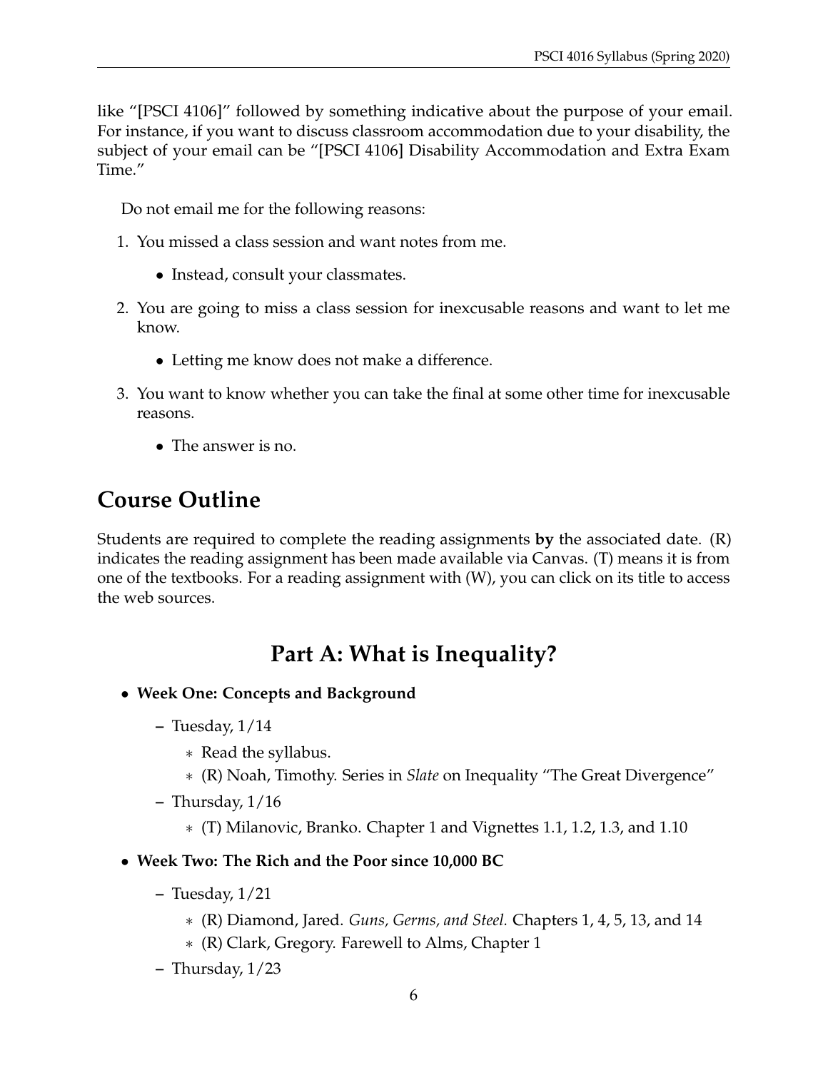like "[PSCI 4106]" followed by something indicative about the purpose of your email. For instance, if you want to discuss classroom accommodation due to your disability, the subject of your email can be "[PSCI 4106] Disability Accommodation and Extra Exam Time."

Do not email me for the following reasons:

1. You missed a class session and want notes from me.
   - Instead, consult your classmates.
2. You are going to miss a class session for inexcusable reasons and want to let me know.
   - Letting me know does not make a difference.
3. You want to know whether you can take the final at some other time for inexcusable reasons.
   - The answer is no.

# Course Outline

Students are required to complete the reading assignments **by** the associated date. (R) indicates the reading assignment has been made available via Canvas. (T) means it is from one of the textbooks. For a reading assignment with (W), you can click on its title to access the web sources.

## Part A: What is Inequality?

- **Week One: Concepts and Background**
  - Tuesday, 1/14
    - Read the syllabus.
    - (R) Noah, Timothy. Series in *Slate* on Inequality "The Great Divergence"
  - Thursday, 1/16
    - (T) Milanovic, Branko. Chapter 1 and Vignettes 1.1, 1.2, 1.3, and 1.10
- **Week Two: The Rich and the Poor since 10,000 BC**
  - Tuesday, 1/21
    - (R) Diamond, Jared. *Guns, Germs, and Steel.* Chapters 1, 4, 5, 13, and 14
    - (R) Clark, Gregory. Farewell to Alms, Chapter 1
  - Thursday, 1/23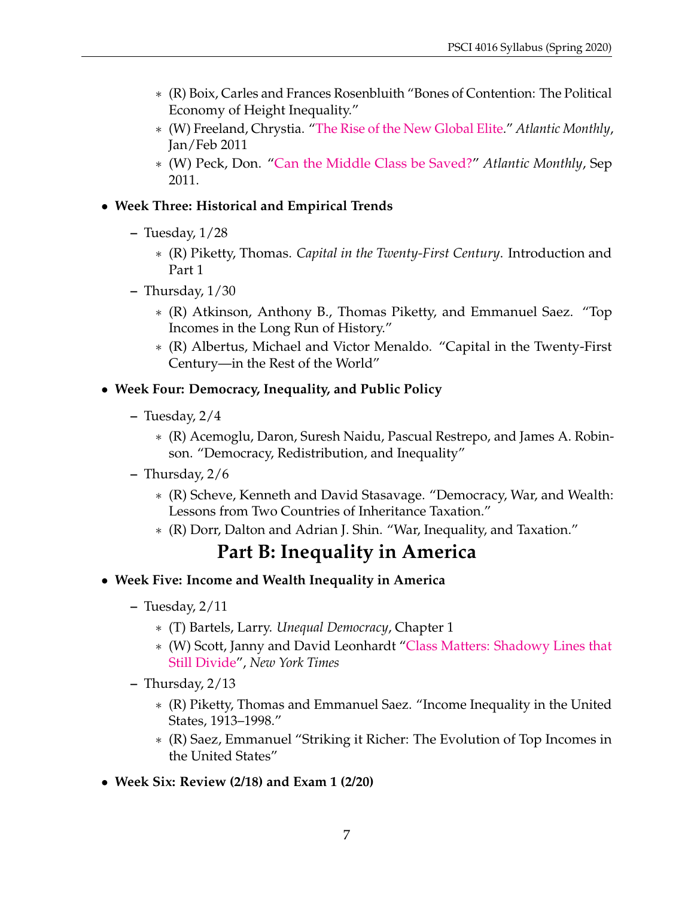- (R) Boix, Carles and Frances Rosenbluith "Bones of Contention: The Political Economy of Height Inequality."
    - (W) Freeland, Chrystia. "The Rise of the New Global Elite." *Atlantic Monthly*, Jan/Feb 2011
    - (W) Peck, Don. "Can the Middle Class be Saved?" *Atlantic Monthly*, Sep 2011.

- **Week Three: Historical and Empirical Trends**
  - Tuesday, 1/28
    - (R) Piketty, Thomas. *Capital in the Twenty-First Century*. Introduction and Part 1
  - Thursday, 1/30
    - (R) Atkinson, Anthony B., Thomas Piketty, and Emmanuel Saez. "Top Incomes in the Long Run of History."
    - (R) Albertus, Michael and Victor Menaldo. "Capital in the Twenty-First Century—in the Rest of the World"
- **Week Four: Democracy, Inequality, and Public Policy**
  - Tuesday, 2/4
    - (R) Acemoglu, Daron, Suresh Naidu, Pascual Restrepo, and James A. Robinson. "Democracy, Redistribution, and Inequality"
  - Thursday, 2/6
    - (R) Scheve, Kenneth and David Stasavage. "Democracy, War, and Wealth: Lessons from Two Countries of Inheritance Taxation."
    - (R) Dorr, Dalton and Adrian J. Shin. "War, Inequality, and Taxation."

## Part B: Inequality in America

- **Week Five: Income and Wealth Inequality in America**
  - Tuesday, 2/11
    - (T) Bartels, Larry. *Unequal Democracy*, Chapter 1
    - (W) Scott, Janny and David Leonhardt "Class Matters: Shadowy Lines that Still Divide", *New York Times*
  - Thursday, 2/13
    - (R) Piketty, Thomas and Emmanuel Saez. "Income Inequality in the United States, 1913–1998."
    - (R) Saez, Emmanuel "Striking it Richer: The Evolution of Top Incomes in the United States"
- **Week Six: Review (2/18) and Exam 1 (2/20)**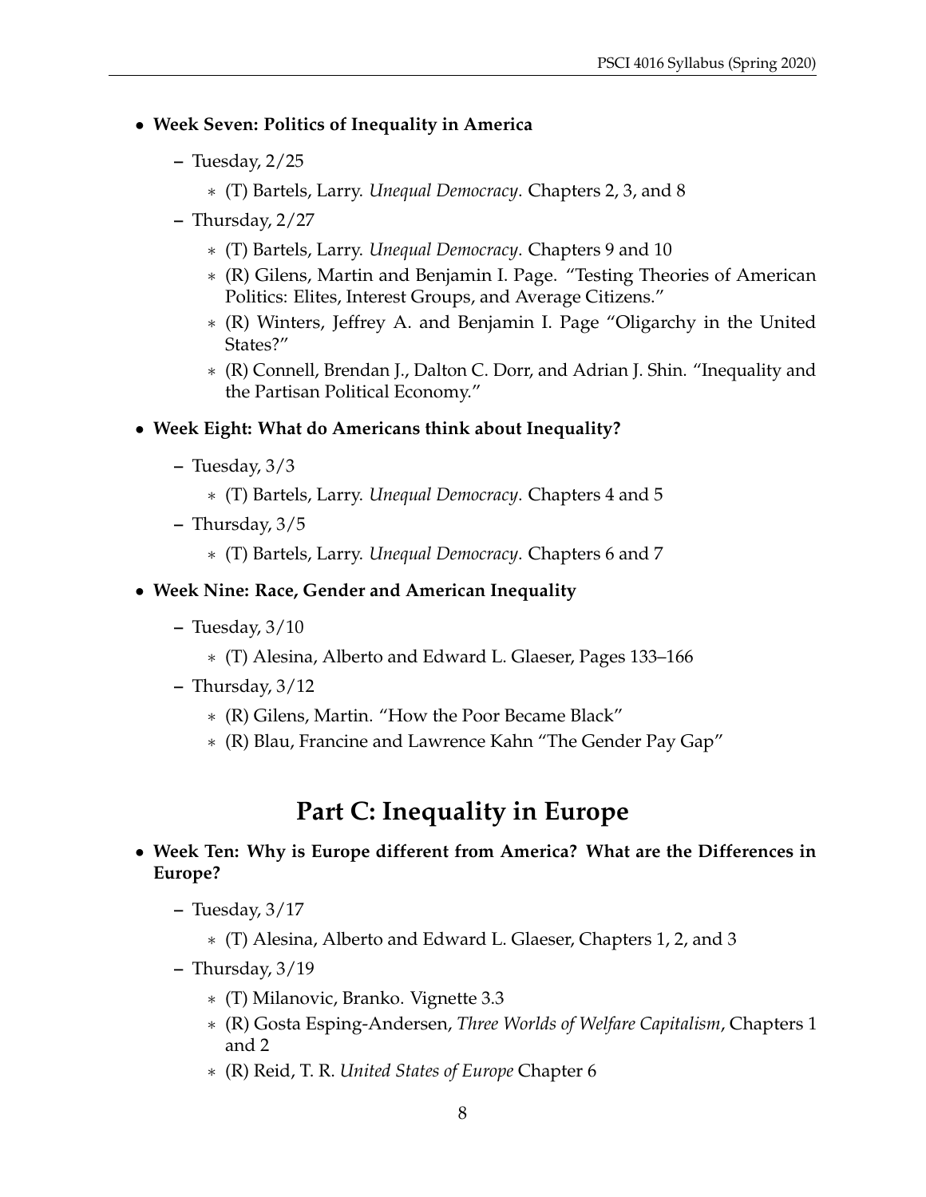- **Week Seven: Politics of Inequality in America**
  - Tuesday, 2/25
    - (T) Bartels, Larry. *Unequal Democracy*. Chapters 2, 3, and 8
  - Thursday, 2/27
    - (T) Bartels, Larry. *Unequal Democracy*. Chapters 9 and 10
    - (R) Gilens, Martin and Benjamin I. Page. "Testing Theories of American Politics: Elites, Interest Groups, and Average Citizens."
    - (R) Winters, Jeffrey A. and Benjamin I. Page "Oligarchy in the United States?"
    - (R) Connell, Brendan J., Dalton C. Dorr, and Adrian J. Shin. "Inequality and the Partisan Political Economy."
- **Week Eight: What do Americans think about Inequality?**
  - Tuesday, 3/3
    - (T) Bartels, Larry. *Unequal Democracy*. Chapters 4 and 5
  - Thursday, 3/5
    - (T) Bartels, Larry. *Unequal Democracy*. Chapters 6 and 7
- **Week Nine: Race, Gender and American Inequality**
  - Tuesday, 3/10
    - (T) Alesina, Alberto and Edward L. Glaeser, Pages 133–166
  - Thursday, 3/12
    - (R) Gilens, Martin. "How the Poor Became Black"
    - (R) Blau, Francine and Lawrence Kahn "The Gender Pay Gap"

# Part C: Inequality in Europe

- **Week Ten: Why is Europe different from America? What are the Differences in Europe?**
  - Tuesday, 3/17
    - (T) Alesina, Alberto and Edward L. Glaeser, Chapters 1, 2, and 3
  - Thursday, 3/19
    - (T) Milanovic, Branko. Vignette 3.3
    - (R) Gosta Esping-Andersen, *Three Worlds of Welfare Capitalism*, Chapters 1 and 2
    - (R) Reid, T. R. *United States of Europe* Chapter 6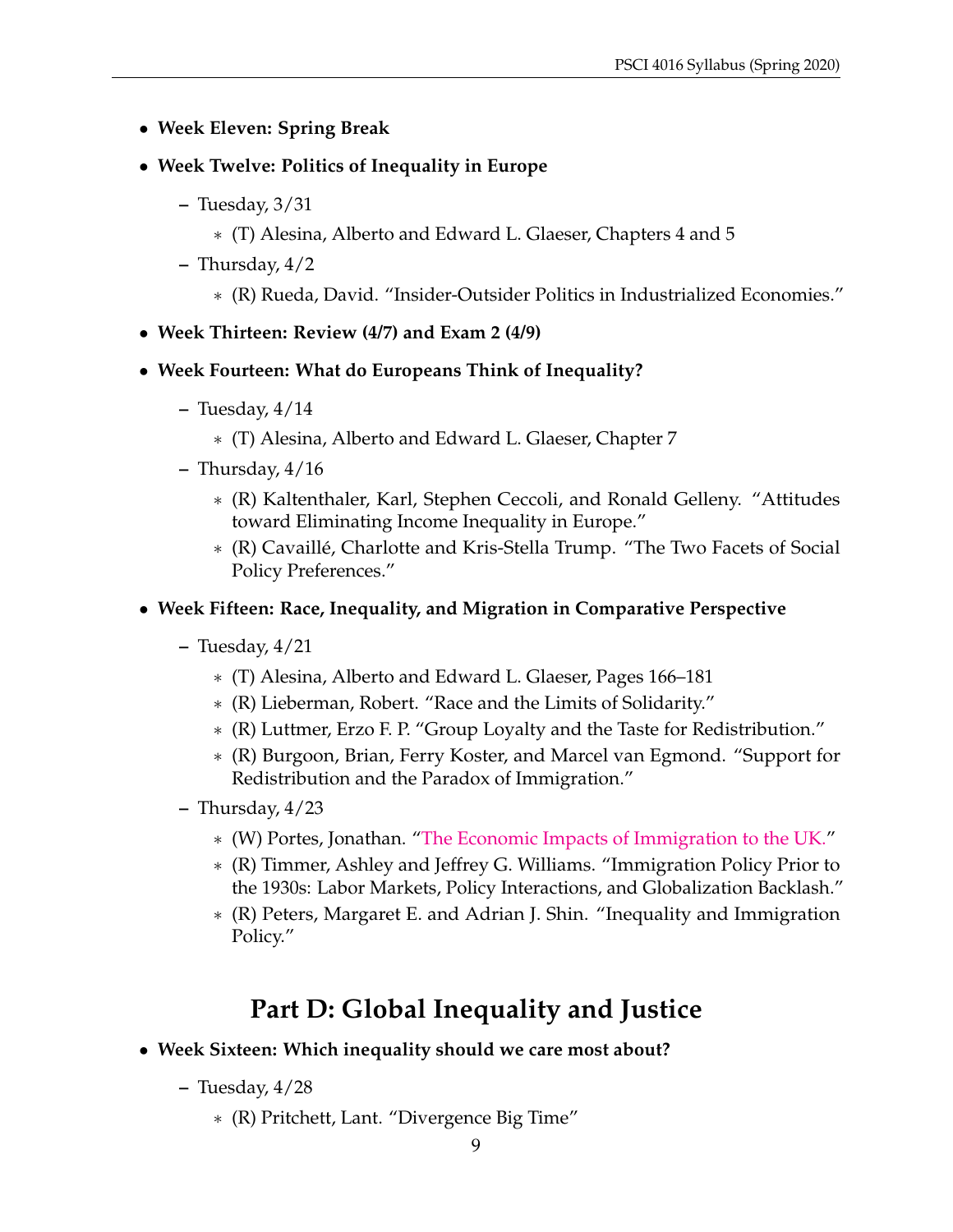- **Week Eleven: Spring Break**
- **Week Twelve: Politics of Inequality in Europe**
  - Tuesday, 3/31
    - (T) Alesina, Alberto and Edward L. Glaeser, Chapters 4 and 5
  - Thursday, 4/2
    - (R) Rueda, David. "Insider-Outsider Politics in Industrialized Economies."
- **Week Thirteen: Review (4/7) and Exam 2 (4/9)**
- **Week Fourteen: What do Europeans Think of Inequality?**
  - Tuesday, 4/14
    - (T) Alesina, Alberto and Edward L. Glaeser, Chapter 7
  - Thursday, 4/16
    - (R) Kaltenthaler, Karl, Stephen Ceccoli, and Ronald Gelleny. "Attitudes toward Eliminating Income Inequality in Europe."
    - (R) Cavaillé, Charlotte and Kris-Stella Trump. "The Two Facets of Social Policy Preferences."
- **Week Fifteen: Race, Inequality, and Migration in Comparative Perspective**
  - Tuesday, 4/21
    - (T) Alesina, Alberto and Edward L. Glaeser, Pages 166–181
    - (R) Lieberman, Robert. "Race and the Limits of Solidarity."
    - (R) Luttmer, Erzo F. P. "Group Loyalty and the Taste for Redistribution."
    - (R) Burgoon, Brian, Ferry Koster, and Marcel van Egmond. "Support for Redistribution and the Paradox of Immigration."
  - Thursday, 4/23
    - (W) Portes, Jonathan. "The Economic Impacts of Immigration to the UK."
    - (R) Timmer, Ashley and Jeffrey G. Williams. "Immigration Policy Prior to the 1930s: Labor Markets, Policy Interactions, and Globalization Backlash."
    - (R) Peters, Margaret E. and Adrian J. Shin. "Inequality and Immigration Policy."

## Part D: Global Inequality and Justice

- **Week Sixteen: Which inequality should we care most about?**
  - Tuesday, 4/28
    - (R) Pritchett, Lant. "Divergence Big Time"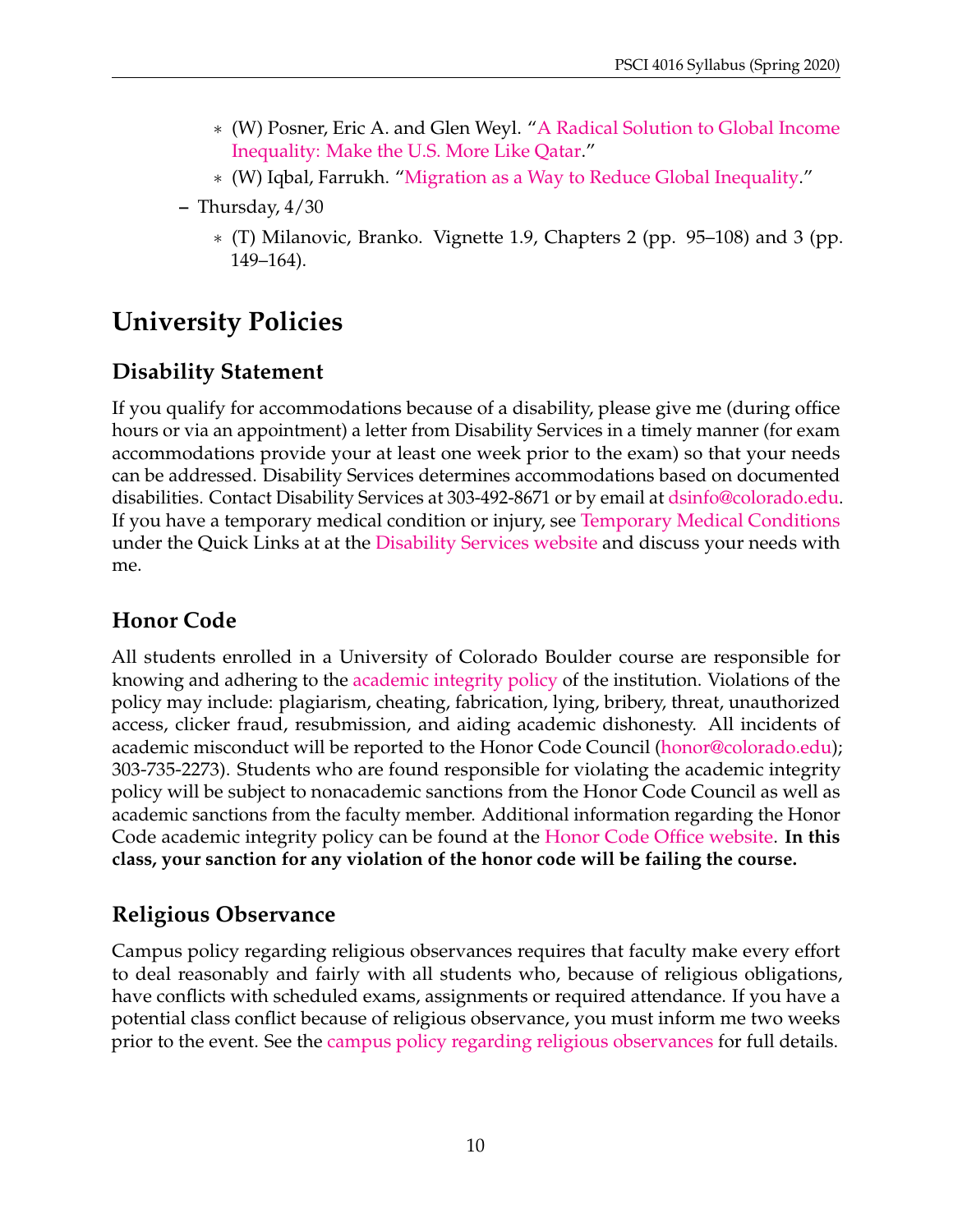- (W) Posner, Eric A. and Glen Weyl. "A Radical Solution to Global Income Inequality: Make the U.S. More Like Qatar."
    - (W) Iqbal, Farrukh. "Migration as a Way to Reduce Global Inequality."
  - Thursday, 4/30
    - (T) Milanovic, Branko. Vignette 1.9, Chapters 2 (pp. 95–108) and 3 (pp. 149–164).

# University Policies

## Disability Statement

If you qualify for accommodations because of a disability, please give me (during office hours or via an appointment) a letter from Disability Services in a timely manner (for exam accommodations provide your at least one week prior to the exam) so that your needs can be addressed. Disability Services determines accommodations based on documented disabilities. Contact Disability Services at 303-492-8671 or by email at dsinfo@colorado.edu. If you have a temporary medical condition or injury, see Temporary Medical Conditions under the Quick Links at at the Disability Services website and discuss your needs with me.

## Honor Code

All students enrolled in a University of Colorado Boulder course are responsible for knowing and adhering to the academic integrity policy of the institution. Violations of the policy may include: plagiarism, cheating, fabrication, lying, bribery, threat, unauthorized access, clicker fraud, resubmission, and aiding academic dishonesty. All incidents of academic misconduct will be reported to the Honor Code Council (honor@colorado.edu); 303-735-2273). Students who are found responsible for violating the academic integrity policy will be subject to nonacademic sanctions from the Honor Code Council as well as academic sanctions from the faculty member. Additional information regarding the Honor Code academic integrity policy can be found at the Honor Code Office website. **In this class, your sanction for any violation of the honor code will be failing the course.**

## Religious Observance

Campus policy regarding religious observances requires that faculty make every effort to deal reasonably and fairly with all students who, because of religious obligations, have conflicts with scheduled exams, assignments or required attendance. If you have a potential class conflict because of religious observance, you must inform me two weeks prior to the event. See the campus policy regarding religious observances for full details.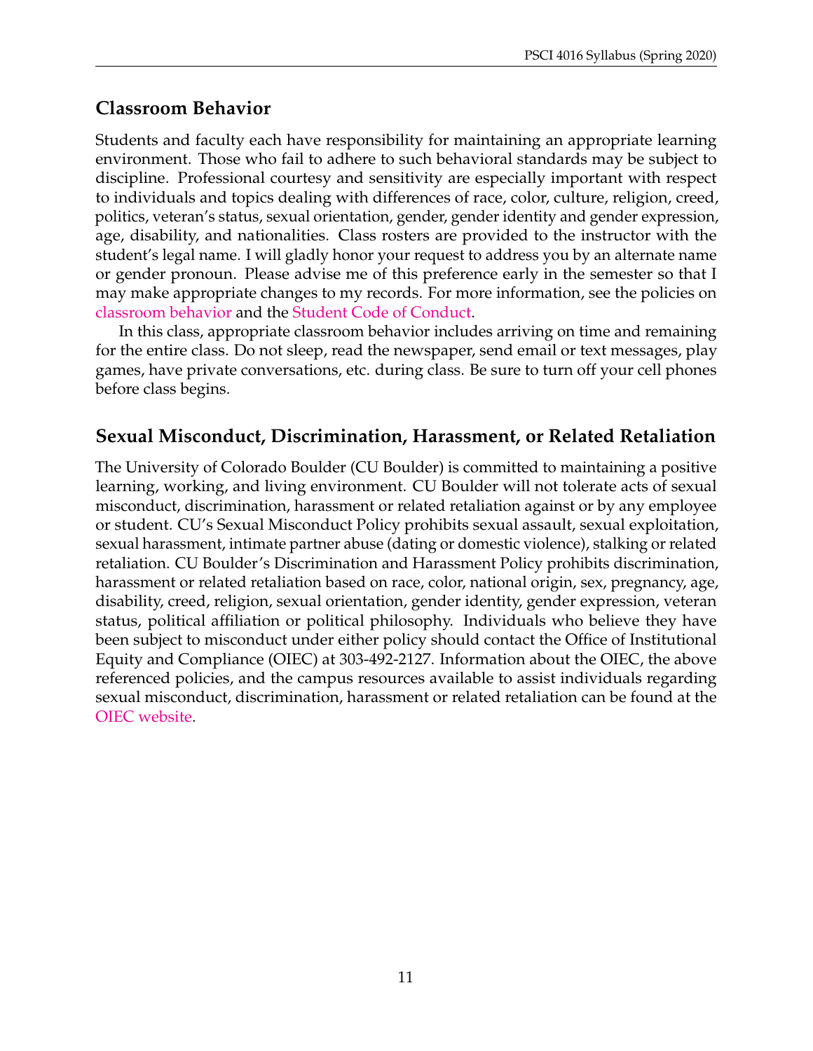## Classroom Behavior

Students and faculty each have responsibility for maintaining an appropriate learning environment. Those who fail to adhere to such behavioral standards may be subject to discipline. Professional courtesy and sensitivity are especially important with respect to individuals and topics dealing with differences of race, color, culture, religion, creed, politics, veteran's status, sexual orientation, gender, gender identity and gender expression, age, disability, and nationalities. Class rosters are provided to the instructor with the student's legal name. I will gladly honor your request to address you by an alternate name or gender pronoun. Please advise me of this preference early in the semester so that I may make appropriate changes to my records. For more information, see the policies on classroom behavior and the Student Code of Conduct.

In this class, appropriate classroom behavior includes arriving on time and remaining for the entire class. Do not sleep, read the newspaper, send email or text messages, play games, have private conversations, etc. during class. Be sure to turn off your cell phones before class begins.

## Sexual Misconduct, Discrimination, Harassment, or Related Retaliation

The University of Colorado Boulder (CU Boulder) is committed to maintaining a positive learning, working, and living environment. CU Boulder will not tolerate acts of sexual misconduct, discrimination, harassment or related retaliation against or by any employee or student. CU's Sexual Misconduct Policy prohibits sexual assault, sexual exploitation, sexual harassment, intimate partner abuse (dating or domestic violence), stalking or related retaliation. CU Boulder's Discrimination and Harassment Policy prohibits discrimination, harassment or related retaliation based on race, color, national origin, sex, pregnancy, age, disability, creed, religion, sexual orientation, gender identity, gender expression, veteran status, political affiliation or political philosophy. Individuals who believe they have been subject to misconduct under either policy should contact the Office of Institutional Equity and Compliance (OIEC) at 303-492-2127. Information about the OIEC, the above referenced policies, and the campus resources available to assist individuals regarding sexual misconduct, discrimination, harassment or related retaliation can be found at the OIEC website.